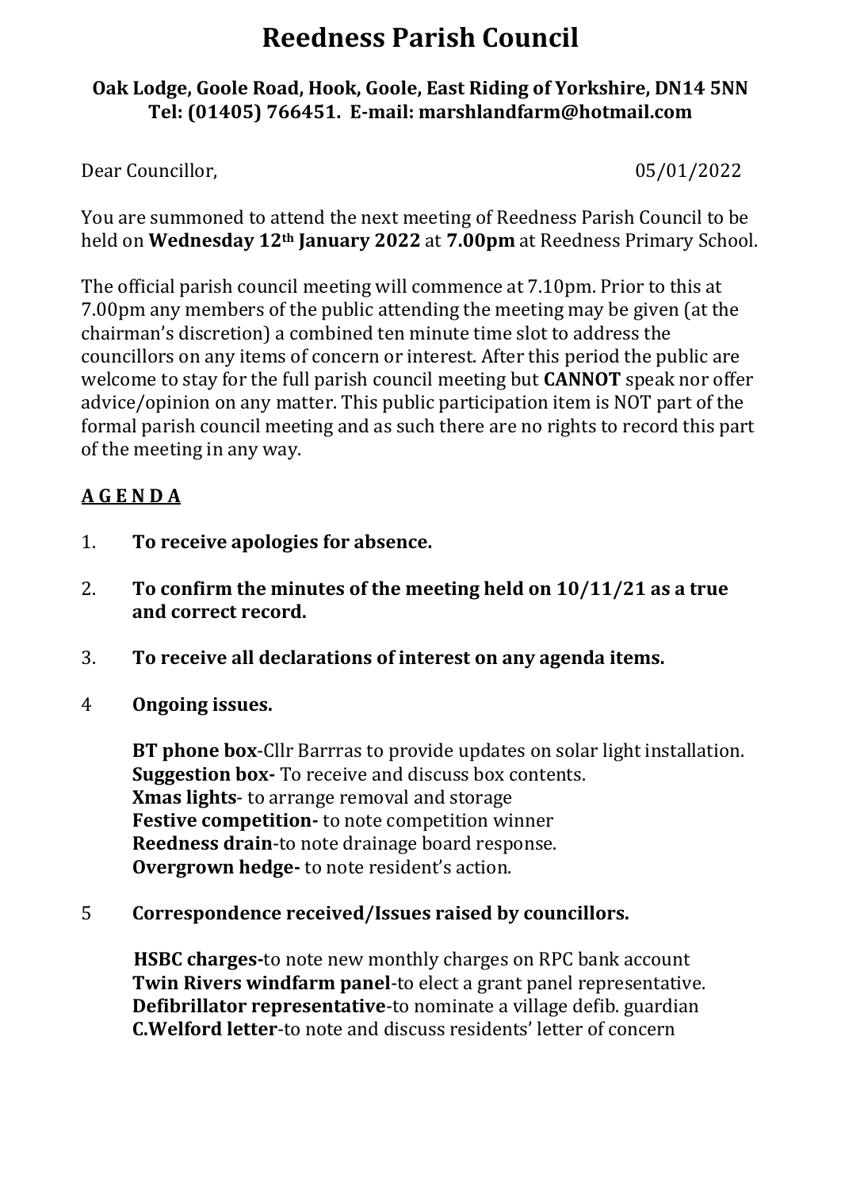# Reedness Parish Council

**Oak Lodge, Goole Road, Hook, Goole, East Riding of Yorkshire, DN14 5NN**
**Tel: (01405) 766451. E-mail: marshlandfarm@hotmail.com**

Dear Councillor, 05/01/2022

You are summoned to attend the next meeting of Reedness Parish Council to be held on **Wednesday 12th January 2022** at **7.00pm** at Reedness Primary School.

The official parish council meeting will commence at 7.10pm. Prior to this at 7.00pm any members of the public attending the meeting may be given (at the chairman's discretion) a combined ten minute time slot to address the councillors on any items of concern or interest. After this period the public are welcome to stay for the full parish council meeting but **CANNOT** speak nor offer advice/opinion on any matter. This public participation item is NOT part of the formal parish council meeting and as such there are no rights to record this part of the meeting in any way.

**A G E N D A**

1. **To receive apologies for absence.**

2. **To confirm the minutes of the meeting held on 10/11/21 as a true and correct record.**

3. **To receive all declarations of interest on any agenda items.**

4. **Ongoing issues.**

   **BT phone box**-Cllr Barrras to provide updates on solar light installation.
   **Suggestion box-** To receive and discuss box contents.
   **Xmas lights**- to arrange removal and storage
   **Festive competition-** to note competition winner
   **Reedness drain**-to note drainage board response.
   **Overgrown hedge-** to note resident's action.

5. **Correspondence received/Issues raised by councillors.**

   **HSBC charges-**to note new monthly charges on RPC bank account
   **Twin Rivers windfarm panel**-to elect a grant panel representative.
   **Defibrillator representative**-to nominate a village defib. guardian
   **C.Welford letter**-to note and discuss residents' letter of concern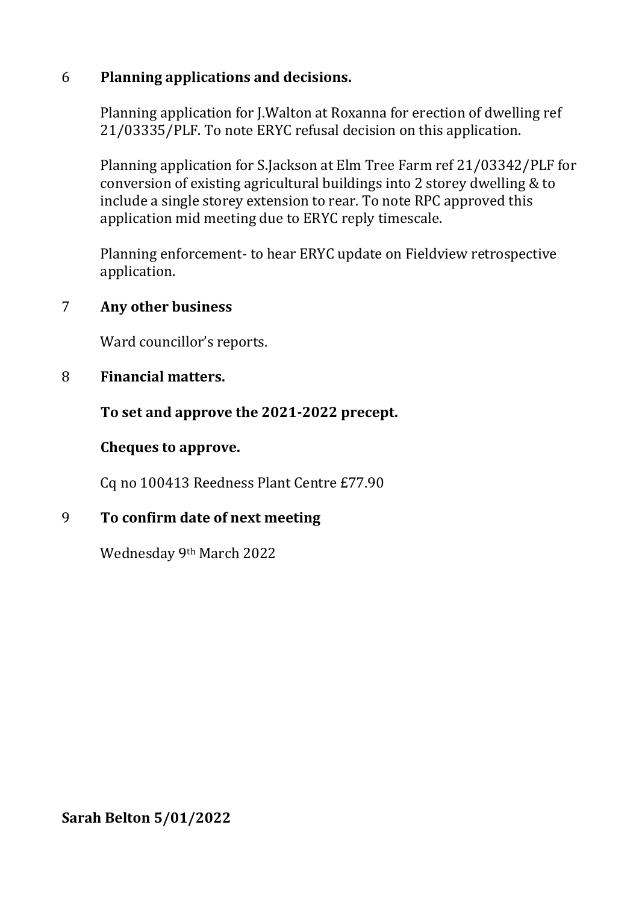6 **Planning applications and decisions.**

Planning application for J.Walton at Roxanna for erection of dwelling ref 21/03335/PLF. To note ERYC refusal decision on this application.

Planning application for S.Jackson at Elm Tree Farm ref 21/03342/PLF for conversion of existing agricultural buildings into 2 storey dwelling & to include a single storey extension to rear. To note RPC approved this application mid meeting due to ERYC reply timescale.

Planning enforcement- to hear ERYC update on Fieldview retrospective application.

7 **Any other business**

Ward councillor's reports.

8 **Financial matters.**

**To set and approve the 2021-2022 precept.**

**Cheques to approve.**

Cq no 100413 Reedness Plant Centre £77.90

9 **To confirm date of next meeting**

Wednesday 9th March 2022

**Sarah Belton 5/01/2022**